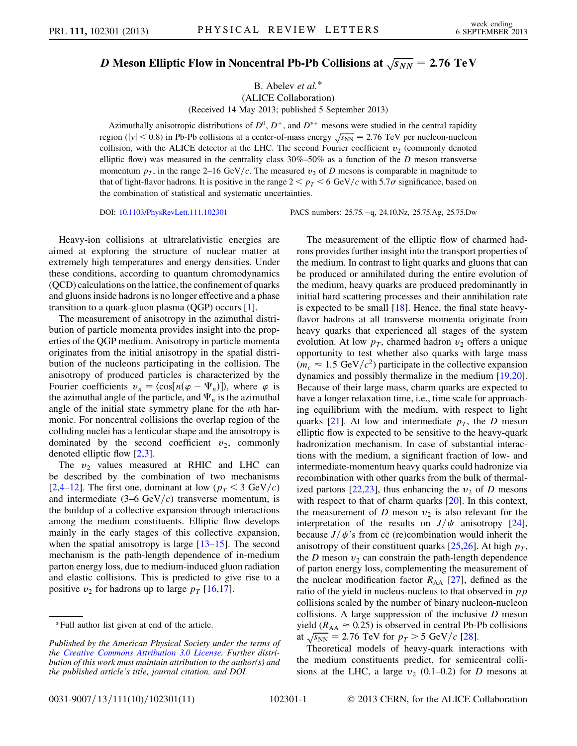# $D$ Meson Elliptic Flow in Noncentral Pb-Pb Collisions at $\sqrt{s_{NN}} = 2.76$ TeV

B. Abelev *et al.**

(ALICE Collaboration)

(Received 14 May 2013; published 5 September 2013)

Azimuthally anisotropic distributions of $D^0$, $D^+$, and $D^{*+}$ mesons were studied in the central rapidity region ($|y| < 0.8$) in Pb-Pb collisions at a center-of-mass energy $\sqrt{s_{NN}} = 2.76$ TeV per nucleon-nucleon collision, with the ALICE detector at the LHC. The second Fourier coefficient $v_2$ (commonly denoted elliptic flow) was measured in the centrality class 30%–50% as a function of the $D$ meson transverse momentum $p_T$, in the range 2–16 GeV/$c$. The measured $v_2$ of $D$ mesons is comparable in magnitude to that of light-flavor hadrons. It is positive in the range $2 < p_T < 6$ GeV/$c$ with 5.7$\sigma$ significance, based on the combination of statistical and systematic uncertainties.

DOI: 10.1103/PhysRevLett.111.102301 PACS numbers: 25.75.−q, 24.10.Nz, 25.75.Ag, 25.75.Dw

Heavy-ion collisions at ultrarelativistic energies are aimed at exploring the structure of nuclear matter at extremely high temperatures and energy densities. Under these conditions, according to quantum chromodynamics (QCD) calculations on the lattice, the confinement of quarks and gluons inside hadrons is no longer effective and a phase transition to a quark-gluon plasma (QGP) occurs [1].

The measurement of anisotropy in the azimuthal distribution of particle momenta provides insight into the properties of the QGP medium. Anisotropy in particle momenta originates from the initial anisotropy in the spatial distribution of the nucleons participating in the collision. The anisotropy of produced particles is characterized by the Fourier coefficients $v_n = \langle \cos[n(\varphi - \Psi_n)] \rangle$, where $\varphi$ is the azimuthal angle of the particle, and $\Psi_n$ is the azimuthal angle of the initial state symmetry plane for the $n$th harmonic. For noncentral collisions the overlap region of the colliding nuclei has a lenticular shape and the anisotropy is dominated by the second coefficient $v_2$, commonly denoted elliptic flow [2,3].

The $v_2$ values measured at RHIC and LHC can be described by the combination of two mechanisms [2,4–12]. The first one, dominant at low ($p_T < 3$ GeV/$c$) and intermediate (3–6 GeV/$c$) transverse momentum, is the buildup of a collective expansion through interactions among the medium constituents. Elliptic flow develops mainly in the early stages of this collective expansion, when the spatial anisotropy is large [13–15]. The second mechanism is the path-length dependence of in-medium parton energy loss, due to medium-induced gluon radiation and elastic collisions. This is predicted to give rise to a positive $v_2$ for hadrons up to large $p_T$ [16,17].

The measurement of the elliptic flow of charmed hadrons provides further insight into the transport properties of the medium. In contrast to light quarks and gluons that can be produced or annihilated during the entire evolution of the medium, heavy quarks are produced predominantly in initial hard scattering processes and their annihilation rate is expected to be small [18]. Hence, the final state heavy-flavor hadrons at all transverse momenta originate from heavy quarks that experienced all stages of the system evolution. At low $p_T$, charmed hadron $v_2$ offers a unique opportunity to test whether also quarks with large mass ($m_c \approx 1.5$ GeV/$c^2$) participate in the collective expansion dynamics and possibly thermalize in the medium [19,20]. Because of their large mass, charm quarks are expected to have a longer relaxation time, i.e., time scale for approaching equilibrium with the medium, with respect to light quarks [21]. At low and intermediate $p_T$, the $D$ meson elliptic flow is expected to be sensitive to the heavy-quark hadronization mechanism. In case of substantial interactions with the medium, a significant fraction of low- and intermediate-momentum heavy quarks could hadronize via recombination with other quarks from the bulk of thermalized partons [22,23], thus enhancing the $v_2$ of $D$ mesons with respect to that of charm quarks [20]. In this context, the measurement of $D$ meson $v_2$ is also relevant for the interpretation of the results on $J/\psi$ anisotropy [24], because $J/\psi$'s from $c\bar{c}$ (re)combination would inherit the anisotropy of their constituent quarks [25,26]. At high $p_T$, the $D$ meson $v_2$ can constrain the path-length dependence of parton energy loss, complementing the measurement of the nuclear modification factor $R_{AA}$ [27], defined as the ratio of the yield in nucleus-nucleus to that observed in $pp$ collisions scaled by the number of binary nucleon-nucleon collisions. A large suppression of the inclusive $D$ meson yield ($R_{AA} \approx 0.25$) is observed in central Pb-Pb collisions at $\sqrt{s_{NN}} = 2.76$ TeV for $p_T > 5$ GeV/$c$ [28].

Theoretical models of heavy-quark interactions with the medium constituents predict, for semicentral collisions at the LHC, a large $v_2$ (0.1–0.2) for $D$ mesons at

---

*Full author list given at end of the article.

*Published by the American Physical Society under the terms of the Creative Commons Attribution 3.0 License. Further distribution of this work must maintain attribution to the author(s) and the published article's title, journal citation, and DOI.*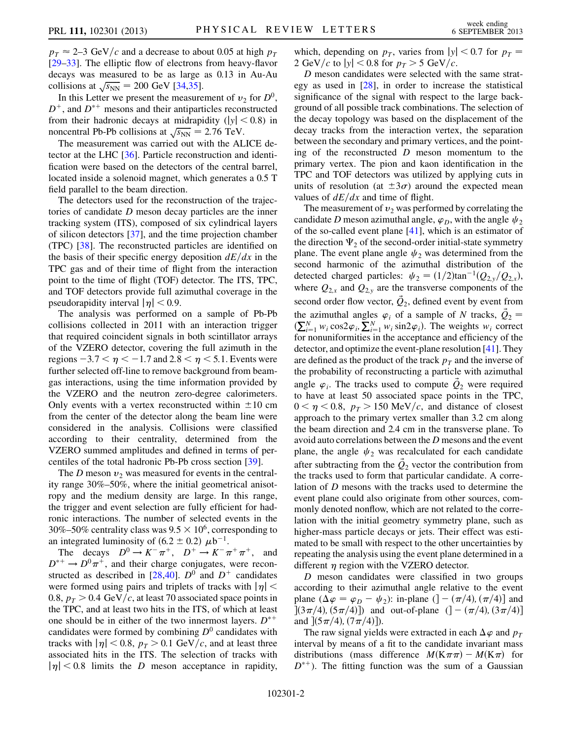$p_T \approx 2$–$3$ GeV/$c$ and a decrease to about 0.05 at high $p_T$ [29–33]. The elliptic flow of electrons from heavy-flavor decays was measured to be as large as 0.13 in Au-Au collisions at $\sqrt{s_{NN}} = 200$ GeV [34,35].

In this Letter we present the measurement of $v_2$ for $D^0$, $D^+$, and $D^{*+}$ mesons and their antiparticles reconstructed from their hadronic decays at midrapidity ($|y| < 0.8$) in noncentral Pb-Pb collisions at $\sqrt{s_{NN}} = 2.76$ TeV.

The measurement was carried out with the ALICE detector at the LHC [36]. Particle reconstruction and identification were based on the detectors of the central barrel, located inside a solenoid magnet, which generates a 0.5 T field parallel to the beam direction.

The detectors used for the reconstruction of the trajectories of candidate $D$ meson decay particles are the inner tracking system (ITS), composed of six cylindrical layers of silicon detectors [37], and the time projection chamber (TPC) [38]. The reconstructed particles are identified on the basis of their specific energy deposition $dE/dx$ in the TPC gas and of their time of flight from the interaction point to the time of flight (TOF) detector. The ITS, TPC, and TOF detectors provide full azimuthal coverage in the pseudorapidity interval $|\eta| < 0.9$.

The analysis was performed on a sample of Pb-Pb collisions collected in 2011 with an interaction trigger that required coincident signals in both scintillator arrays of the VZERO detector, covering the full azimuth in the regions $-3.7 < \eta < -1.7$ and $2.8 < \eta < 5.1$. Events were further selected off-line to remove background from beam-gas interactions, using the time information provided by the VZERO and the neutron zero-degree calorimeters. Only events with a vertex reconstructed within $\pm 10$ cm from the center of the detector along the beam line were considered in the analysis. Collisions were classified according to their centrality, determined from the VZERO summed amplitudes and defined in terms of percentiles of the total hadronic Pb-Pb cross section [39].

The $D$ meson $v_2$ was measured for events in the centrality range 30%–50%, where the initial geometrical anisotropy and the medium density are large. In this range, the trigger and event selection are fully efficient for hadronic interactions. The number of selected events in the 30%–50% centrality class was $9.5 \times 10^6$, corresponding to an integrated luminosity of $(6.2 \pm 0.2)$ $\mu\text{b}^{-1}$.

The decays $D^0 \to K^-\pi^+$, $D^+ \to K^-\pi^+\pi^+$, and $D^{*+} \to D^0\pi^+$, and their charge conjugates, were reconstructed as described in [28,40]. $D^0$ and $D^+$ candidates were formed using pairs and triplets of tracks with $|\eta| < 0.8$, $p_T > 0.4$ GeV/$c$, at least 70 associated space points in the TPC, and at least two hits in the ITS, of which at least one should be in either of the two innermost layers. $D^{*+}$ candidates were formed by combining $D^0$ candidates with tracks with $|\eta| < 0.8$, $p_T > 0.1$ GeV/$c$, and at least three associated hits in the ITS. The selection of tracks with $|\eta| < 0.8$ limits the $D$ meson acceptance in rapidity, which, depending on $p_T$, varies from $|y| < 0.7$ for $p_T = 2$ GeV/$c$ to $|y| < 0.8$ for $p_T > 5$ GeV/$c$.

$D$ meson candidates were selected with the same strategy as used in [28], in order to increase the statistical significance of the signal with respect to the large background of all possible track combinations. The selection of the decay topology was based on the displacement of the decay tracks from the interaction vertex, the separation between the secondary and primary vertices, and the pointing of the reconstructed $D$ meson momentum to the primary vertex. The pion and kaon identification in the TPC and TOF detectors was utilized by applying cuts in units of resolution (at $\pm 3\sigma$) around the expected mean values of $dE/dx$ and time of flight.

The measurement of $v_2$ was performed by correlating the candidate $D$ meson azimuthal angle, $\varphi_D$, with the angle $\psi_2$ of the so-called event plane [41], which is an estimator of the direction $\Psi_2$ of the second-order initial-state symmetry plane. The event plane angle $\psi_2$ was determined from the second harmonic of the azimuthal distribution of the detected charged particles: $\psi_2 = (1/2)\tan^{-1}(Q_{2,y}/Q_{2,x})$, where $Q_{2,x}$ and $Q_{2,y}$ are the transverse components of the second order flow vector, $\vec{Q}_2$, defined event by event from the azimuthal angles $\varphi_i$ of a sample of $N$ tracks, $\vec{Q}_2 = (\sum_{i=1}^{N} w_i \cos 2\varphi_i, \sum_{i=1}^{N} w_i \sin 2\varphi_i)$. The weights $w_i$ correct for nonuniformities in the acceptance and efficiency of the detector, and optimize the event-plane resolution [41]. They are defined as the product of the track $p_T$ and the inverse of the probability of reconstructing a particle with azimuthal angle $\varphi_i$. The tracks used to compute $\vec{Q}_2$ were required to have at least 50 associated space points in the TPC, $0 < \eta < 0.8$, $p_T > 150$ MeV/$c$, and distance of closest approach to the primary vertex smaller than 3.2 cm along the beam direction and 2.4 cm in the transverse plane. To avoid auto correlations between the $D$ mesons and the event plane, the angle $\psi_2$ was recalculated for each candidate after subtracting from the $\vec{Q}_2$ vector the contribution from the tracks used to form that particular candidate. A correlation of $D$ mesons with the tracks used to determine the event plane could also originate from other sources, commonly denoted nonflow, which are not related to the correlation with the initial geometry symmetry plane, such as higher-mass particle decays or jets. Their effect was estimated to be small with respect to the other uncertainties by repeating the analysis using the event plane determined in a different $\eta$ region with the VZERO detector.

$D$ meson candidates were classified in two groups according to their azimuthal angle relative to the event plane ($\Delta\varphi = \varphi_D - \psi_2$): in-plane ($]-(\pi/4), (\pi/4)]$ and $](3\pi/4), (5\pi/4)]$) and out-of-plane ($]-(\pi/4), (3\pi/4)]$ and $](5\pi/4), (7\pi/4)]$).

The raw signal yields were extracted in each $\Delta\varphi$ and $p_T$ interval by means of a fit to the candidate invariant mass distributions (mass difference $M(\mathrm{K}\pi\pi) - M(\mathrm{K}\pi)$ for $D^{*+}$). The fitting function was the sum of a Gaussian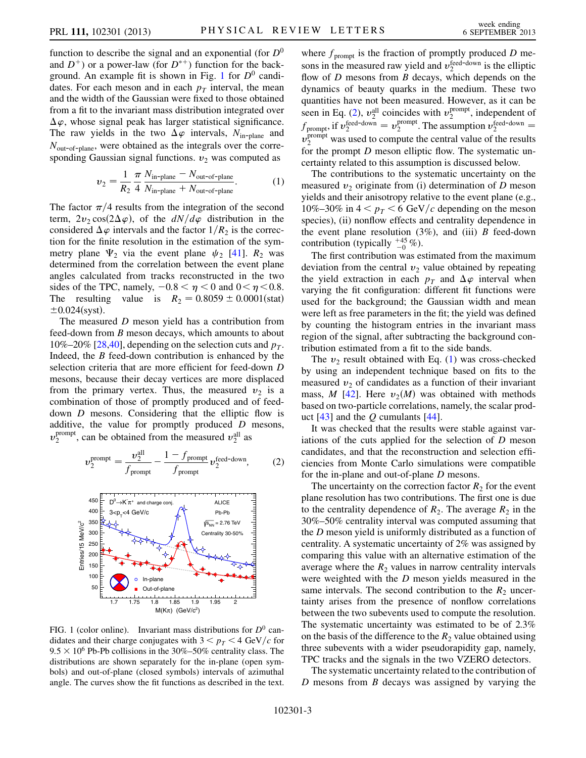function to describe the signal and an exponential (for $D^0$ and $D^+$) or a power-law (for $D^{*+}$) function for the background. An example fit is shown in Fig. 1 for $D^0$ candidates. For each meson and in each $p_T$ interval, the mean and the width of the Gaussian were fixed to those obtained from a fit to the invariant mass distribution integrated over $\Delta\varphi$, whose signal peak has larger statistical significance. The raw yields in the two $\Delta\varphi$ intervals, $N_{\text{in-plane}}$ and $N_{\text{out-of-plane}}$, were obtained as the integrals over the corresponding Gaussian signal functions. $v_2$ was computed as

$$v_2 = \frac{1}{R_2}\frac{\pi}{4}\frac{N_{\text{in-plane}} - N_{\text{out-of-plane}}}{N_{\text{in-plane}} + N_{\text{out-of-plane}}}. \quad (1)$$

The factor $\pi/4$ results from the integration of the second term, $2v_2\cos(2\Delta\varphi)$, of the $dN/d\varphi$ distribution in the considered $\Delta\varphi$ intervals and the factor $1/R_2$ is the correction for the finite resolution in the estimation of the symmetry plane $\Psi_2$ via the event plane $\psi_2$ [41]. $R_2$ was determined from the correlation between the event plane angles calculated from tracks reconstructed in the two sides of the TPC, namely, $-0.8 < \eta < 0$ and $0 < \eta < 0.8$. The resulting value is $R_2 = 0.8059 \pm 0.0001(\text{stat}) \pm 0.024(\text{syst})$.

The measured $D$ meson yield has a contribution from feed-down from $B$ meson decays, which amounts to about 10%–20% [28,40], depending on the selection cuts and $p_T$. Indeed, the $B$ feed-down contribution is enhanced by the selection criteria that are more efficient for feed-down $D$ mesons, because their decay vertices are more displaced from the primary vertex. Thus, the measured $v_2$ is a combination of those of promptly produced and of feed-down $D$ mesons. Considering that the elliptic flow is additive, the value for promptly produced $D$ mesons, $v_2^{\text{prompt}}$, can be obtained from the measured $v_2^{\text{all}}$ as

$$v_2^{\text{prompt}} = \frac{v_2^{\text{all}}}{f_{\text{prompt}}} - \frac{1 - f_{\text{prompt}}}{f_{\text{prompt}}} v_2^{\text{feed-down}}, \quad (2)$$

FIG. 1 (color online). Invariant mass distributions for $D^0$ candidates and their charge conjugates with $3 < p_T < 4$ GeV/$c$ for $9.5 \times 10^6$ Pb-Pb collisions in the 30%–50% centrality class. The distributions are shown separately for the in-plane (open symbols) and out-of-plane (closed symbols) intervals of azimuthal angle. The curves show the fit functions as described in the text.

where $f_{\text{prompt}}$ is the fraction of promptly produced $D$ mesons in the measured raw yield and $v_2^{\text{feed-down}}$ is the elliptic flow of $D$ mesons from $B$ decays, which depends on the dynamics of beauty quarks in the medium. These two quantities have not been measured. However, as it can be seen in Eq. (2), $v_2^{\text{all}}$ coincides with $v_2^{\text{prompt}}$, independent of $f_{\text{prompt}}$, if $v_2^{\text{feed-down}} = v_2^{\text{prompt}}$. The assumption $v_2^{\text{feed-down}} = v_2^{\text{prompt}}$ was used to compute the central value of the results for the prompt $D$ meson elliptic flow. The systematic uncertainty related to this assumption is discussed below.

The contributions to the systematic uncertainty on the measured $v_2$ originate from (i) determination of $D$ meson yields and their anisotropy relative to the event plane (e.g., 10%–30% in $4 < p_T < 6$ GeV/$c$ depending on the meson species), (ii) nonflow effects and centrality dependence in the event plane resolution (3%), and (iii) $B$ feed-down contribution (typically $^{+45}_{-0}$ %).

The first contribution was estimated from the maximum deviation from the central $v_2$ value obtained by repeating the yield extraction in each $p_T$ and $\Delta\varphi$ interval when varying the fit configuration: different fit functions were used for the background; the Gaussian width and mean were left as free parameters in the fit; the yield was defined by counting the histogram entries in the invariant mass region of the signal, after subtracting the background contribution estimated from a fit to the side bands.

The $v_2$ result obtained with Eq. (1) was cross-checked by using an independent technique based on fits to the measured $v_2$ of candidates as a function of their invariant mass, $M$ [42]. Here $v_2(M)$ was obtained with methods based on two-particle correlations, namely, the scalar product [43] and the $Q$ cumulants [44].

It was checked that the results were stable against variations of the cuts applied for the selection of $D$ meson candidates, and that the reconstruction and selection efficiencies from Monte Carlo simulations were compatible for the in-plane and out-of-plane $D$ mesons.

The uncertainty on the correction factor $R_2$ for the event plane resolution has two contributions. The first one is due to the centrality dependence of $R_2$. The average $R_2$ in the 30%–50% centrality interval was computed assuming that the $D$ meson yield is uniformly distributed as a function of centrality. A systematic uncertainty of 2% was assigned by comparing this value with an alternative estimation of the average where the $R_2$ values in narrow centrality intervals were weighted with the $D$ meson yields measured in the same intervals. The second contribution to the $R_2$ uncertainty arises from the presence of nonflow correlations between the two subevents used to compute the resolution. The systematic uncertainty was estimated to be of 2.3% on the basis of the difference to the $R_2$ value obtained using three subevents with a wider pseudorapidity gap, namely, TPC tracks and the signals in the two VZERO detectors.

The systematic uncertainty related to the contribution of $D$ mesons from $B$ decays was assigned by varying the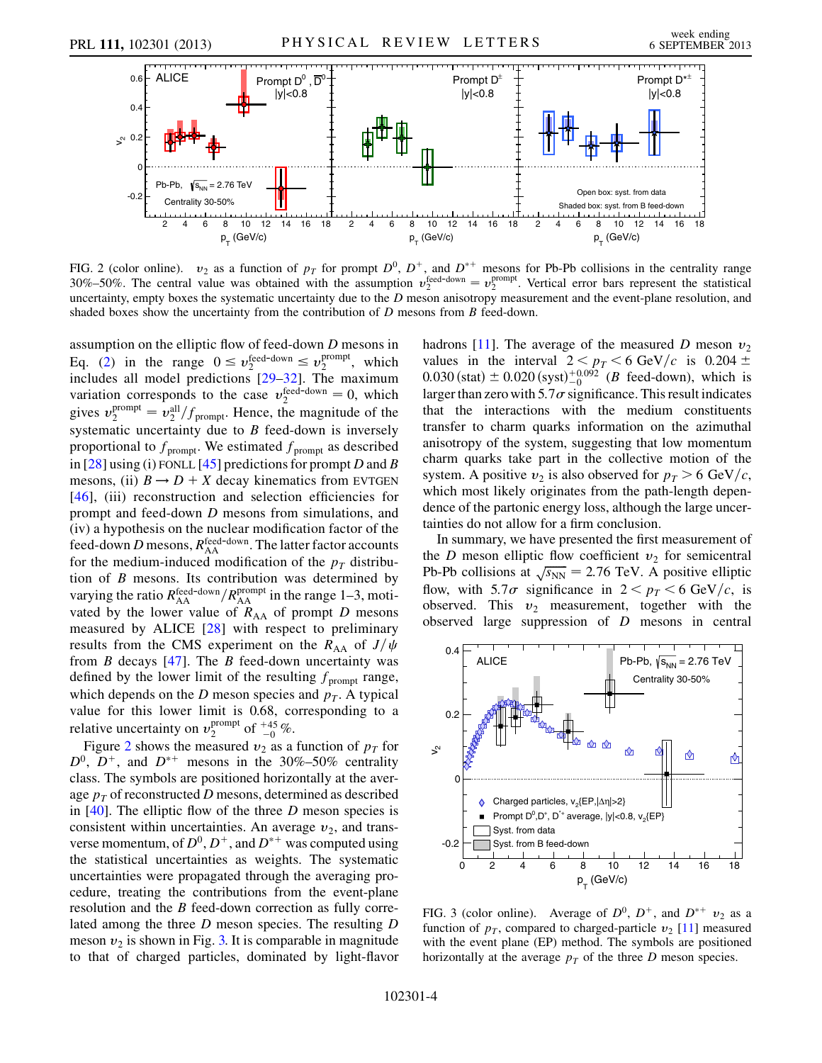FIG. 2 (color online). $v_2$ as a function of $p_T$ for prompt $D^0$, $D^+$, and $D^{*+}$ mesons for Pb-Pb collisions in the centrality range 30%–50%. The central value was obtained with the assumption $v_2^{\text{feed-down}} = v_2^{\text{prompt}}$. Vertical error bars represent the statistical uncertainty, empty boxes the systematic uncertainty due to the $D$ meson anisotropy measurement and the event-plane resolution, and shaded boxes show the uncertainty from the contribution of $D$ mesons from $B$ feed-down.

assumption on the elliptic flow of feed-down $D$ mesons in Eq. (2) in the range $0 \leq v_2^{\text{feed-down}} \leq v_2^{\text{prompt}}$, which includes all model predictions [29–32]. The maximum variation corresponds to the case $v_2^{\text{feed-down}} = 0$, which gives $v_2^{\text{prompt}} = v_2^{\text{all}}/f_{\text{prompt}}$. Hence, the magnitude of the systematic uncertainty due to $B$ feed-down is inversely proportional to $f_{\text{prompt}}$. We estimated $f_{\text{prompt}}$ as described in [28] using (i) FONLL [45] predictions for prompt $D$ and $B$ mesons, (ii) $B \to D + X$ decay kinematics from EVTGEN [46], (iii) reconstruction and selection efficiencies for prompt and feed-down $D$ mesons from simulations, and (iv) a hypothesis on the nuclear modification factor of the feed-down $D$ mesons, $R_{\text{AA}}^{\text{feed-down}}$. The latter factor accounts for the medium-induced modification of the $p_T$ distribution of $B$ mesons. Its contribution was determined by varying the ratio $R_{\text{AA}}^{\text{feed-down}}/R_{\text{AA}}^{\text{prompt}}$ in the range 1–3, motivated by the lower value of $R_{\text{AA}}$ of prompt $D$ mesons measured by ALICE [28] with respect to preliminary results from the CMS experiment on the $R_{\text{AA}}$ of $J/\psi$ from $B$ decays [47]. The $B$ feed-down uncertainty was defined by the lower limit of the resulting $f_{\text{prompt}}$ range, which depends on the $D$ meson species and $p_T$. A typical value for this lower limit is 0.68, corresponding to a relative uncertainty on $v_2^{\text{prompt}}$ of $^{+45}_{-0}\%$.

Figure 2 shows the measured $v_2$ as a function of $p_T$ for $D^0$, $D^+$, and $D^{*+}$ mesons in the 30%–50% centrality class. The symbols are positioned horizontally at the average $p_T$ of reconstructed $D$ mesons, determined as described in [40]. The elliptic flow of the three $D$ meson species is consistent within uncertainties. An average $v_2$, and transverse momentum, of $D^0$, $D^+$, and $D^{*+}$ was computed using the statistical uncertainties as weights. The systematic uncertainties were propagated through the averaging procedure, treating the contributions from the event-plane resolution and the $B$ feed-down correction as fully correlated among the three $D$ meson species. The resulting $D$ meson $v_2$ is shown in Fig. 3. It is comparable in magnitude to that of charged particles, dominated by light-flavor hadrons [11]. The average of the measured $D$ meson $v_2$ values in the interval $2 < p_T < 6$ GeV/$c$ is $0.204 \pm 0.030\,(\text{stat}) \pm 0.020\,(\text{syst})^{+0.092}_{-0}$ ($B$ feed-down), which is larger than zero with $5.7\sigma$ significance. This result indicates that the interactions with the medium constituents transfer to charm quarks information on the azimuthal anisotropy of the system, suggesting that low momentum charm quarks take part in the collective motion of the system. A positive $v_2$ is also observed for $p_T > 6$ GeV/$c$, which most likely originates from the path-length dependence of the partonic energy loss, although the large uncertainties do not allow for a firm conclusion.

In summary, we have presented the first measurement of the $D$ meson elliptic flow coefficient $v_2$ for semicentral Pb-Pb collisions at $\sqrt{s_{\text{NN}}} = 2.76$ TeV. A positive elliptic flow, with $5.7\sigma$ significance in $2 < p_T < 6$ GeV/$c$, is observed. This $v_2$ measurement, together with the observed large suppression of $D$ mesons in central

FIG. 3 (color online). Average of $D^0$, $D^+$, and $D^{*+}$ $v_2$ as a function of $p_T$, compared to charged-particle $v_2$ [11] measured with the event plane (EP) method. The symbols are positioned horizontally at the average $p_T$ of the three $D$ meson species.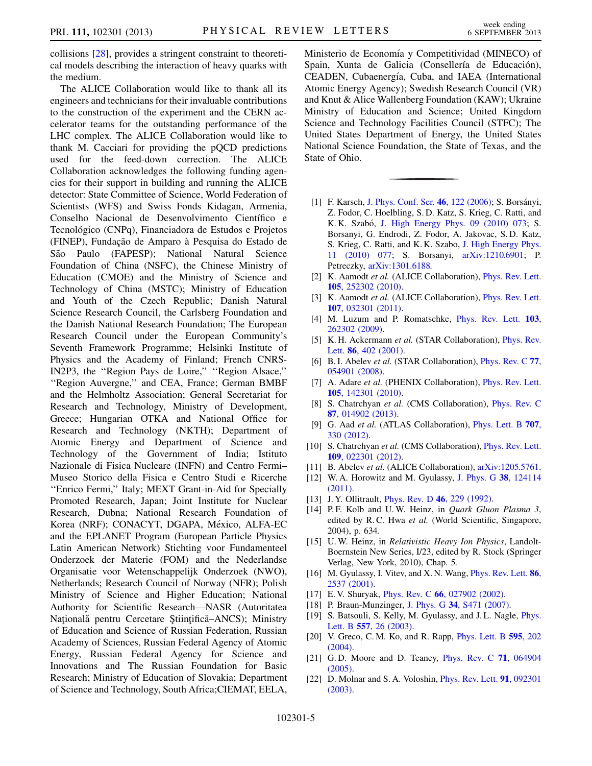collisions [28], provides a stringent constraint to theoretical models describing the interaction of heavy quarks with the medium.

The ALICE Collaboration would like to thank all its engineers and technicians for their invaluable contributions to the construction of the experiment and the CERN accelerator teams for the outstanding performance of the LHC complex. The ALICE Collaboration would like to thank M. Cacciari for providing the pQCD predictions used for the feed-down correction. The ALICE Collaboration acknowledges the following funding agencies for their support in building and running the ALICE detector: State Committee of Science, World Federation of Scientists (WFS) and Swiss Fonds Kidagan, Armenia, Conselho Nacional de Desenvolvimento Científico e Tecnológico (CNPq), Financiadora de Estudos e Projetos (FINEP), Fundação de Amparo à Pesquisa do Estado de São Paulo (FAPESP); National Natural Science Foundation of China (NSFC), the Chinese Ministry of Education (CMOE) and the Ministry of Science and Technology of China (MSTC); Ministry of Education and Youth of the Czech Republic; Danish Natural Science Research Council, the Carlsberg Foundation and the Danish National Research Foundation; The European Research Council under the European Community's Seventh Framework Programme; Helsinki Institute of Physics and the Academy of Finland; French CNRS-IN2P3, the "Region Pays de Loire," "Region Alsace," "Region Auvergne," and CEA, France; German BMBF and the Helmholtz Association; General Secretariat for Research and Technology, Ministry of Development, Greece; Hungarian OTKA and National Office for Research and Technology (NKTH); Department of Atomic Energy and Department of Science and Technology of the Government of India; Istituto Nazionale di Fisica Nucleare (INFN) and Centro Fermi–Museo Storico della Fisica e Centro Studi e Ricerche "Enrico Fermi," Italy; MEXT Grant-in-Aid for Specially Promoted Research, Japan; Joint Institute for Nuclear Research, Dubna; National Research Foundation of Korea (NRF); CONACYT, DGAPA, México, ALFA-EC and the EPLANET Program (European Particle Physics Latin American Network) Stichting voor Fundamenteel Onderzoek der Materie (FOM) and the Nederlandse Organisatie voor Wetenschappelijk Onderzoek (NWO), Netherlands; Research Council of Norway (NFR); Polish Ministry of Science and Higher Education; National Authority for Scientific Research—NASR (Autoritatea Naţională pentru Cercetare Ştiinţifică–ANCS); Ministry of Education and Science of Russian Federation, Russian Academy of Sciences, Russian Federal Agency of Atomic Energy, Russian Federal Agency for Science and Innovations and The Russian Foundation for Basic Research; Ministry of Education of Slovakia; Department of Science and Technology, South Africa;CIEMAT, EELA, Ministerio de Economía y Competitividad (MINECO) of Spain, Xunta de Galicia (Consellería de Educación), CEADEN, Cubaenergía, Cuba, and IAEA (International Atomic Energy Agency); Swedish Research Council (VR) and Knut & Alice Wallenberg Foundation (KAW); Ukraine Ministry of Education and Science; United Kingdom Science and Technology Facilities Council (STFC); The United States Department of Energy, the United States National Science Foundation, the State of Texas, and the State of Ohio.

---

[1] F. Karsch, J. Phys. Conf. Ser. **46**, 122 (2006); S. Borsányi, Z. Fodor, C. Hoelbling, S. D. Katz, S. Krieg, C. Ratti, and K. K. Szabó, J. High Energy Phys. 09 (2010) 073; S. Borsanyi, G. Endrodi, Z. Fodor, A. Jakovac, S. D. Katz, S. Krieg, C. Ratti, and K. K. Szabo, J. High Energy Phys. 11 (2010) 077; S. Borsanyi, arXiv:1210.6901; P. Petreczky, arXiv:1301.6188.

[2] K. Aamodt *et al.* (ALICE Collaboration), Phys. Rev. Lett. **105**, 252302 (2010).

[3] K. Aamodt *et al.* (ALICE Collaboration), Phys. Rev. Lett. **107**, 032301 (2011).

[4] M. Luzum and P. Romatschke, Phys. Rev. Lett. **103**, 262302 (2009).

[5] K. H. Ackermann *et al.* (STAR Collaboration), Phys. Rev. Lett. **86**, 402 (2001).

[6] B. I. Abelev *et al.* (STAR Collaboration), Phys. Rev. C **77**, 054901 (2008).

[7] A. Adare *et al.* (PHENIX Collaboration), Phys. Rev. Lett. **105**, 142301 (2010).

[8] S. Chatrchyan *et al.* (CMS Collaboration), Phys. Rev. C **87**, 014902 (2013).

[9] G. Aad *et al.* (ATLAS Collaboration), Phys. Lett. B **707**, 330 (2012).

[10] S. Chatrchyan *et al.* (CMS Collaboration), Phys. Rev. Lett. **109**, 022301 (2012).

[11] B. Abelev *et al.* (ALICE Collaboration), arXiv:1205.5761.

[12] W. A. Horowitz and M. Gyulassy, J. Phys. G **38**, 124114 (2011).

[13] J. Y. Ollitrault, Phys. Rev. D **46**, 229 (1992).

[14] P. F. Kolb and U. W. Heinz, in *Quark Gluon Plasma 3*, edited by R. C. Hwa *et al.* (World Scientific, Singapore, 2004), p. 634.

[15] U. W. Heinz, in *Relativistic Heavy Ion Physics*, Landolt-Boernstein New Series, I/23, edited by R. Stock (Springer Verlag, New York, 2010), Chap. 5.

[16] M. Gyulassy, I. Vitev, and X. N. Wang, Phys. Rev. Lett. **86**, 2537 (2001).

[17] E. V. Shuryak, Phys. Rev. C **66**, 027902 (2002).

[18] P. Braun-Munzinger, J. Phys. G **34**, S471 (2007).

[19] S. Batsouli, S. Kelly, M. Gyulassy, and J. L. Nagle, Phys. Lett. B **557**, 26 (2003).

[20] V. Greco, C. M. Ko, and R. Rapp, Phys. Lett. B **595**, 202 (2004).

[21] G. D. Moore and D. Teaney, Phys. Rev. C **71**, 064904 (2005).

[22] D. Molnar and S. A. Voloshin, Phys. Rev. Lett. **91**, 092301 (2003).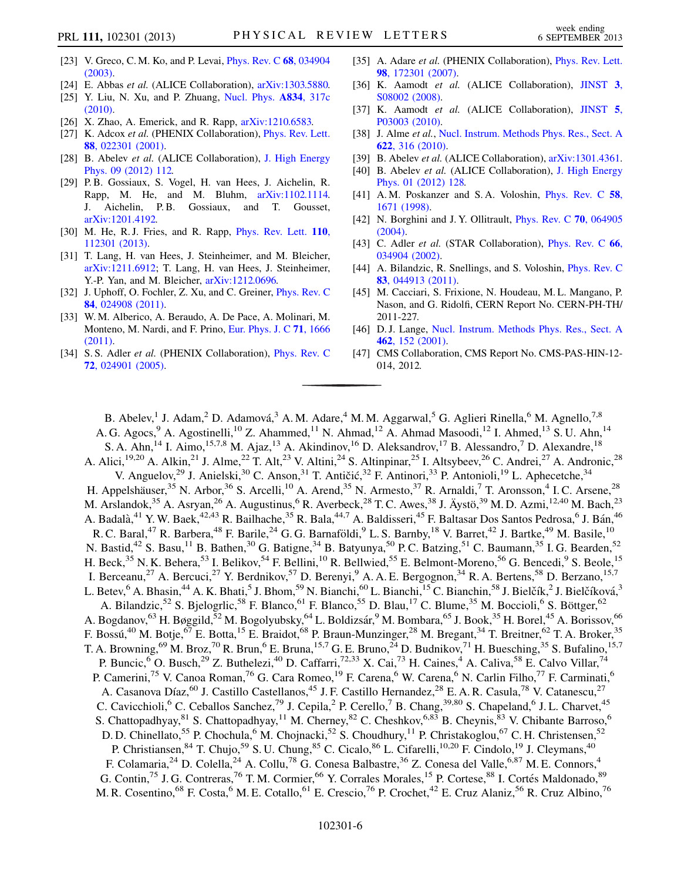[23] V. Greco, C. M. Ko, and P. Levai, Phys. Rev. C **68**, 034904 (2003).

[24] E. Abbas *et al.* (ALICE Collaboration), arXiv:1303.5880.

[25] Y. Liu, N. Xu, and P. Zhuang, Nucl. Phys. **A834**, 317c (2010).

[26] X. Zhao, A. Emerick, and R. Rapp, arXiv:1210.6583.

[27] K. Adcox *et al.* (PHENIX Collaboration), Phys. Rev. Lett. **88**, 022301 (2001).

[28] B. Abelev *et al.* (ALICE Collaboration), J. High Energy Phys. 09 (2012) 112.

[29] P. B. Gossiaux, S. Vogel, H. van Hees, J. Aichelin, R. Rapp, M. He, and M. Bluhm, arXiv:1102.1114. J. Aichelin, P. B. Gossiaux, and T. Gousset, arXiv:1201.4192.

[30] M. He, R. J. Fries, and R. Rapp, Phys. Rev. Lett. **110**, 112301 (2013).

[31] T. Lang, H. van Hees, J. Steinheimer, and M. Bleicher, arXiv:1211.6912; T. Lang, H. van Hees, J. Steinheimer, Y.-P. Yan, and M. Bleicher, arXiv:1212.0696.

[32] J. Uphoff, O. Fochler, Z. Xu, and C. Greiner, Phys. Rev. C **84**, 024908 (2011).

[33] W. M. Alberico, A. Beraudo, A. De Pace, A. Molinari, M. Monteno, M. Nardi, and F. Prino, Eur. Phys. J. C **71**, 1666 (2011).

[34] S. S. Adler *et al.* (PHENIX Collaboration), Phys. Rev. C **72**, 024901 (2005).

[35] A. Adare *et al.* (PHENIX Collaboration), Phys. Rev. Lett. **98**, 172301 (2007).

[36] K. Aamodt *et al.* (ALICE Collaboration), JINST **3**, S08002 (2008).

[37] K. Aamodt *et al.* (ALICE Collaboration), JINST **5**, P03003 (2010).

[38] J. Alme *et al.*, Nucl. Instrum. Methods Phys. Res., Sect. A **622**, 316 (2010).

[39] B. Abelev *et al.* (ALICE Collaboration), arXiv:1301.4361.

[40] B. Abelev *et al.* (ALICE Collaboration), J. High Energy Phys. 01 (2012) 128.

[41] A. M. Poskanzer and S. A. Voloshin, Phys. Rev. C **58**, 1671 (1998).

[42] N. Borghini and J. Y. Ollitrault, Phys. Rev. C **70**, 064905 (2004).

[43] C. Adler *et al.* (STAR Collaboration), Phys. Rev. C **66**, 034904 (2002).

[44] A. Bilandzic, R. Snellings, and S. Voloshin, Phys. Rev. C **83**, 044913 (2011).

[45] M. Cacciari, S. Frixione, N. Houdeau, M. L. Mangano, P. Nason, and G. Ridolfi, CERN Report No. CERN-PH-TH/2011-227.

[46] D. J. Lange, Nucl. Instrum. Methods Phys. Res., Sect. A **462**, 152 (2001).

[47] CMS Collaboration, CMS Report No. CMS-PAS-HIN-12-014, 2012.

---

B. Abelev,[1] J. Adam,[2] D. Adamová,[3] A. M. Adare,[4] M. M. Aggarwal,[5] G. Aglieri Rinella,[6] M. Agnello,[7,8] A. G. Agocs,[9] A. Agostinelli,[10] Z. Ahammed,[11] N. Ahmad,[12] A. Ahmad Masoodi,[12] I. Ahmed,[13] S. U. Ahn,[14] S. A. Ahn,[14] I. Aimo,[15,7,8] M. Ajaz,[13] A. Akindinov,[16] D. Aleksandrov,[17] B. Alessandro,[7] D. Alexandre,[18] A. Alici,[19,20] A. Alkin,[21] J. Alme,[22] T. Alt,[23] V. Altini,[24] S. Altinpinar,[25] I. Altsybeev,[26] C. Andrei,[27] A. Andronic,[28] V. Anguelov,[29] J. Anielski,[30] C. Anson,[31] T. Antičić,[32] F. Antinori,[33] P. Antonioli,[19] L. Aphecetche,[34] H. Appelshäuser,[35] N. Arbor,[36] S. Arcelli,[10] A. Arend,[35] N. Armesto,[37] R. Arnaldi,[7] T. Aronsson,[4] I. C. Arsene,[28] M. Arslandok,[35] A. Asryan,[26] A. Augustinus,[6] R. Averbeck,[28] T. C. Awes,[38] J. Äystö,[39] M. D. Azmi,[12,40] M. Bach,[23] A. Badalà,[41] Y. W. Baek,[42,43] R. Bailhache,[35] R. Bala,[44,7] A. Baldisseri,[45] F. Baltasar Dos Santos Pedrosa,[6] J. Bán,[46] R. C. Baral,[47] R. Barbera,[48] F. Barile,[24] G. G. Barnaföldi,[9] L. S. Barnby,[18] V. Barret,[42] J. Bartke,[49] M. Basile,[10] N. Bastid,[42] S. Basu,[11] B. Bathen,[30] G. Batigne,[34] B. Batyunya,[50] P. C. Batzing,[51] C. Baumann,[35] I. G. Bearden,[52] H. Beck,[35] N. K. Behera,[53] I. Belikov,[54] F. Bellini,[10] R. Bellwied,[55] E. Belmont-Moreno,[56] G. Bencedi,[9] S. Beole,[15] I. Berceanu,[27] A. Bercuci,[27] Y. Berdnikov,[57] D. Berenyi,[9] A. A. E. Bergognon,[34] R. A. Bertens,[58] D. Berzano,[15,7] L. Betev,[6] A. Bhasin,[44] A. K. Bhati,[5] J. Bhom,[59] N. Bianchi,[60] L. Bianchi,[15] C. Bianchin,[58] J. Bielčík,[2] J. Bielčíková,[3] A. Bilandzic,[52] S. Bjelogrlic,[58] F. Blanco,[61] F. Blanco,[55] D. Blau,[17] C. Blume,[35] M. Boccioli,[6] S. Böttger,[62] A. Bogdanov,[63] H. Bøggild,[52] M. Bogolyubsky,[64] L. Boldizsár,[9] M. Bombara,[65] J. Book,[35] H. Borel,[45] A. Borissov,[66] F. Bossú,[40] M. Botje,[67] E. Botta,[15] E. Braidot,[68] P. Braun-Munzinger,[28] M. Bregant,[34] T. Breitner,[62] T. A. Broker,[35] T. A. Browning,[69] M. Broz,[70] R. Brun,[6] E. Bruna,[15,7] G. E. Bruno,[24] D. Budnikov,[71] H. Buesching,[35] S. Bufalino,[15,7] P. Buncic,[6] O. Busch,[29] Z. Buthelezi,[40] D. Caffarri,[72,33] X. Cai,[73] H. Caines,[4] A. Caliva,[58] E. Calvo Villar,[74] P. Camerini,[75] V. Canoa Roman,[76] G. Cara Romeo,[19] F. Carena,[6] W. Carena,[6] N. Carlin Filho,[77] F. Carminati,[6] A. Casanova Díaz,[60] J. Castillo Castellanos,[45] J. F. Castillo Hernandez,[28] E. A. R. Casula,[78] V. Catanescu,[27] C. Cavicchioli,[6] C. Ceballos Sanchez,[79] J. Cepila,[2] P. Cerello,[7] B. Chang,[39,80] S. Chapeland,[6] J. L. Charvet,[45] S. Chattopadhyay,[81] S. Chattopadhyay,[11] M. Cherney,[82] C. Cheshkov,[6,83] B. Cheynis,[83] V. Chibante Barroso,[6] D. D. Chinellato,[55] P. Chochula,[6] M. Chojnacki,[52] S. Choudhury,[11] P. Christakoglou,[67] C. H. Christensen,[52] P. Christiansen,[84] T. Chujo,[59] S. U. Chung,[85] C. Cicalo,[86] L. Cifarelli,[10,20] F. Cindolo,[19] J. Cleymans,[40] F. Colamaria,[24] D. Colella,[24] A. Collu,[78] G. Conesa Balbastre,[36] Z. Conesa del Valle,[6,87] M. E. Connors,[4] G. Contin,[75] J. G. Contreras,[76] T. M. Cormier,[66] Y. Corrales Morales,[15] P. Cortese,[88] I. Cortés Maldonado,[89] M. R. Cosentino,[68] F. Costa,[6] M. E. Cotallo,[61] E. Crescio,[76] P. Crochet,[42] E. Cruz Alaniz,[56] R. Cruz Albino,[76]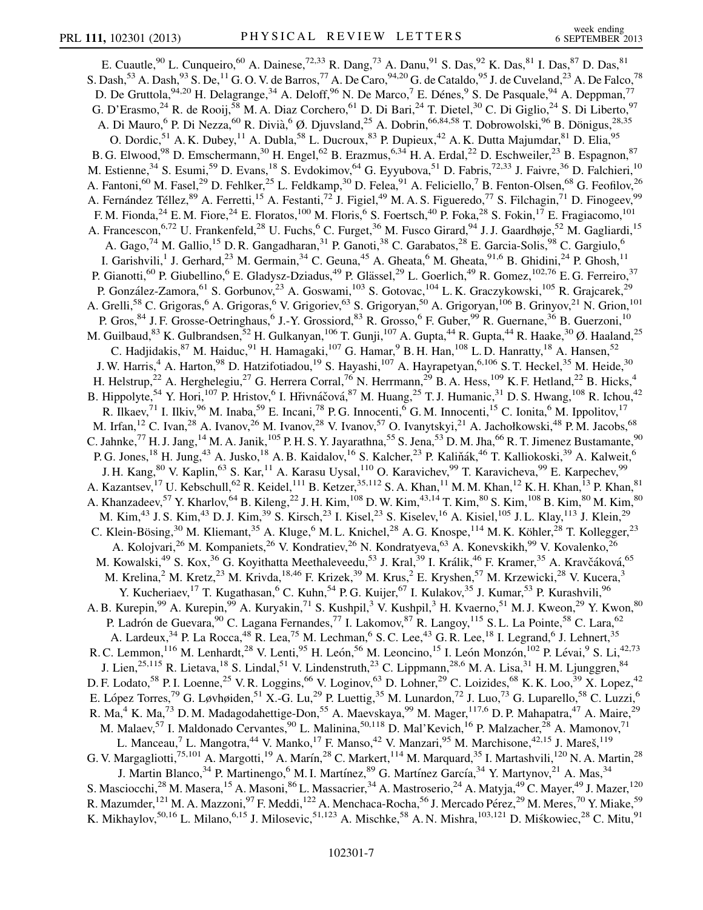E. Cuautle,[90] L. Cunqueiro,[60] A. Dainese,[72,33] R. Dang,[73] A. Danu,[91] S. Das,[92] K. Das,[81] I. Das,[87] D. Das,[81] S. Dash,[53] A. Dash,[93] S. De,[11] G. O. V. de Barros,[77] A. De Caro,[94,20] G. de Cataldo,[95] J. de Cuveland,[23] A. De Falco,[78] D. De Gruttola,[94,20] H. Delagrange,[34] A. Deloff,[96] N. De Marco,[7] E. Dénes,[9] S. De Pasquale,[94] A. Deppman,[77] G. D'Erasmo,[24] R. de Rooij,[58] M. A. Diaz Corchero,[61] D. Di Bari,[24] T. Dietel,[30] C. Di Giglio,[24] S. Di Liberto,[97] A. Di Mauro,[6] P. Di Nezza,[60] R. Divià,[6] Ø. Djuvsland,[25] A. Dobrin,[66,84,58] T. Dobrowolski,[96] B. Dönigus,[28,35] O. Dordic,[51] A. K. Dubey,[11] A. Dubla,[58] L. Ducroux,[83] P. Dupieux,[42] A. K. Dutta Majumdar,[81] D. Elia,[95] B. G. Elwood,[98] D. Emschermann,[30] H. Engel,[62] B. Erazmus,[6,34] H. A. Erdal,[22] D. Eschweiler,[23] B. Espagnon,[87] M. Estienne,[34] S. Esumi,[59] D. Evans,[18] S. Evdokimov,[64] G. Eyyubova,[51] D. Fabris,[72,33] J. Faivre,[36] D. Falchieri,[10] A. Fantoni,[60] M. Fasel,[29] D. Fehlker,[25] L. Feldkamp,[30] D. Felea,[91] A. Feliciello,[7] B. Fenton-Olsen,[68] G. Feofilov,[26] A. Fernández Téllez,[89] A. Ferretti,[15] A. Festanti,[72] J. Figiel,[49] M. A. S. Figueredo,[77] S. Filchagin,[71] D. Finogeev,[99] F. M. Fionda,[24] E. M. Fiore,[24] E. Floratos,[100] M. Floris,[6] S. Foertsch,[40] P. Foka,[28] S. Fokin,[17] E. Fragiacomo,[101] A. Francescon,[6,72] U. Frankenfeld,[28] U. Fuchs,[6] C. Furget,[36] M. Fusco Girard,[94] J. J. Gaardhøje,[52] M. Gagliardi,[15] A. Gago,[74] M. Gallio,[15] D. R. Gangadharan,[31] P. Ganoti,[38] C. Garabatos,[28] E. Garcia-Solis,[98] C. Gargiulo,[6] I. Garishvili,[1] J. Gerhard,[23] M. Germain,[34] C. Geuna,[45] A. Gheata,[6] M. Gheata,[91,6] B. Ghidini,[24] P. Ghosh,[11] P. Gianotti,[60] P. Giubellino,[6] E. Gladysz-Dziadus,[49] P. Glässel,[29] L. Goerlich,[49] R. Gomez,[102,76] E. G. Ferreiro,[37] P. González-Zamora,[61] S. Gorbunov,[23] A. Goswami,[103] S. Gotovac,[104] L. K. Graczykowski,[105] R. Grajcarek,[29] A. Grelli,[58] C. Grigoras,[6] A. Grigoras,[6] V. Grigoriev,[63] S. Grigoryan,[50] A. Grigoryan,[106] B. Grinyov,[21] N. Grion,[101] P. Gros,[84] J. F. Grosse-Oetringhaus,[6] J.-Y. Grossiord,[83] R. Grosso,[6] F. Guber,[99] R. Guernane,[36] B. Guerzoni,[10] M. Guilbaud,[83] K. Gulbrandsen,[52] H. Gulkanyan,[106] T. Gunji,[107] A. Gupta,[44] R. Gupta,[44] R. Haake,[30] Ø. Haaland,[25] C. Hadjidakis,[87] M. Haiduc,[91] H. Hamagaki,[107] G. Hamar,[9] B. H. Han,[108] L. D. Hanratty,[18] A. Hansen,[52] J. W. Harris,[4] A. Harton,[98] D. Hatzifotiadou,[19] S. Hayashi,[107] A. Hayrapetyan,[6,106] S. T. Heckel,[35] M. Heide,[30] H. Helstrup,[22] A. Herghelegiu,[27] G. Herrera Corral,[76] N. Herrmann,[29] B. A. Hess,[109] K. F. Hetland,[22] B. Hicks,[4] B. Hippolyte,[54] Y. Hori,[107] P. Hristov,[6] I. Hřivnáčová,[87] M. Huang,[25] T. J. Humanic,[31] D. S. Hwang,[108] R. Ichou,[42] R. Ilkaev,[71] I. Ilkiv,[96] M. Inaba,[59] E. Incani,[78] P. G. Innocenti,[6] G. M. Innocenti,[15] C. Ionita,[6] M. Ippolitov,[17] M. Irfan,[12] C. Ivan,[28] A. Ivanov,[26] M. Ivanov,[28] V. Ivanov,[57] O. Ivanytskyi,[21] A. Jachołkowski,[48] P. M. Jacobs,[68] C. Jahnke,[77] H. J. Jang,[14] M. A. Janik,[105] P. H. S. Y. Jayarathna,[55] S. Jena,[53] D. M. Jha,[66] R. T. Jimenez Bustamante,[90] P. G. Jones,[18] H. Jung,[43] A. Jusko,[18] A. B. Kaidalov,[16] S. Kalcher,[23] P. Kaliňák,[46] T. Kalliokoski,[39] A. Kalweit,[6] J. H. Kang,[80] V. Kaplin,[63] S. Kar,[11] A. Karasu Uysal,[110] O. Karavichev,[99] T. Karavicheva,[99] E. Karpechev,[99] A. Kazantsev,[17] U. Kebschull,[62] R. Keidel,[111] B. Ketzer,[35,112] S. A. Khan,[11] M. M. Khan,[12] K. H. Khan,[13] P. Khan,[81] A. Khanzadeev,[57] Y. Kharlov,[64] B. Kileng,[22] J. H. Kim,[108] D. W. Kim,[43,14] T. Kim,[80] S. Kim,[108] B. Kim,[80] M. Kim,[80] M. Kim,[43] J. S. Kim,[43] D. J. Kim,[39] S. Kirsch,[23] I. Kisel,[23] S. Kiselev,[16] A. Kisiel,[105] J. L. Klay,[113] J. Klein,[29] C. Klein-Bösing,[30] M. Kliemant,[35] A. Kluge,[6] M. L. Knichel,[28] A. G. Knospe,[114] M. K. Köhler,[28] T. Kollegger,[23] A. Kolojvari,[26] M. Kompaniets,[26] V. Kondratiev,[26] N. Kondratyeva,[63] A. Konevskikh,[99] V. Kovalenko,[26] M. Kowalski,[49] S. Kox,[36] G. Koyithatta Meethaleveedu,[53] J. Kral,[39] I. Králik,[46] F. Kramer,[35] A. Kravčáková,[65] M. Krelina,[2] M. Kretz,[23] M. Krivda,[18,46] F. Krizek,[39] M. Krus,[2] E. Kryshen,[57] M. Krzewicki,[28] V. Kucera,[3] Y. Kucheriaev,[17] T. Kugathasan,[6] C. Kuhn,[54] P. G. Kuijer,[67] I. Kulakov,[35] J. Kumar,[53] P. Kurashvili,[96] A. B. Kurepin,[99] A. Kurepin,[99] A. Kuryakin,[71] S. Kushpil,[3] V. Kushpil,[3] H. Kvaerno,[51] M. J. Kweon,[29] Y. Kwon,[80] P. Ladrón de Guevara,[90] C. Lagana Fernandes,[77] I. Lakomov,[87] R. Langoy,[115] S. L. La Pointe,[58] C. Lara,[62] A. Lardeux,[34] P. La Rocca,[48] R. Lea,[75] M. Lechman,[6] S. C. Lee,[43] G. R. Lee,[18] I. Legrand,[6] J. Lehnert,[35] R. C. Lemmon,[116] M. Lenhardt,[28] V. Lenti,[95] H. León,[56] M. Leoncino,[15] I. León Monzón,[102] P. Lévai,[9] S. Li,[42,73] J. Lien,[25,115] R. Lietava,[18] S. Lindal,[51] V. Lindenstruth,[23] C. Lippmann,[28,6] M. A. Lisa,[31] H. M. Ljunggren,[84] D. F. Lodato,[58] P. I. Loenne,[25] V. R. Loggins,[66] V. Loginov,[63] D. Lohner,[29] C. Loizides,[68] K. K. Loo,[39] X. Lopez,[42] E. López Torres,[79] G. Løvhøiden,[51] X.-G. Lu,[29] P. Luettig,[35] M. Lunardon,[72] J. Luo,[73] G. Luparello,[58] C. Luzzi,[6] R. Ma,[4] K. Ma,[73] D. M. Madagodahettige-Don,[55] A. Maevskaya,[99] M. Mager,[117,6] D. P. Mahapatra,[47] A. Maire,[29] M. Malaev,[57] I. Maldonado Cervantes,[90] L. Malinina,[50,118] D. Mal'Kevich,[16] P. Malzacher,[28] A. Mamonov,[71] L. Manceau,[7] L. Mangotra,[44] V. Manko,[17] F. Manso,[42] V. Manzari,[95] M. Marchisone,[42,15] J. Mareš,[119] G. V. Margagliotti,[75,101] A. Margotti,[19] A. Marín,[28] C. Markert,[114] M. Marquard,[35] I. Martashvili,[120] N. A. Martin,[28] J. Martin Blanco,[34] P. Martinengo,[6] M. I. Martínez,[89] G. Martínez García,[34] Y. Martynov,[21] A. Mas,[34] S. Masciocchi,[28] M. Masera,[15] A. Masoni,[86] L. Massacrier,[34] A. Mastroserio,[24] A. Matyja,[49] C. Mayer,[49] J. Mazer,[120] R. Mazumder,[121] M. A. Mazzoni,[97] F. Meddi,[122] A. Menchaca-Rocha,[56] J. Mercado Pérez,[29] M. Meres,[70] Y. Miake,[59] K. Mikhaylov,[50,16] L. Milano,[6,15] J. Milosevic,[51,123] A. Mischke,[58] A. N. Mishra,[103,121] D. Miśkowiec,[28] C. Mitu,[91]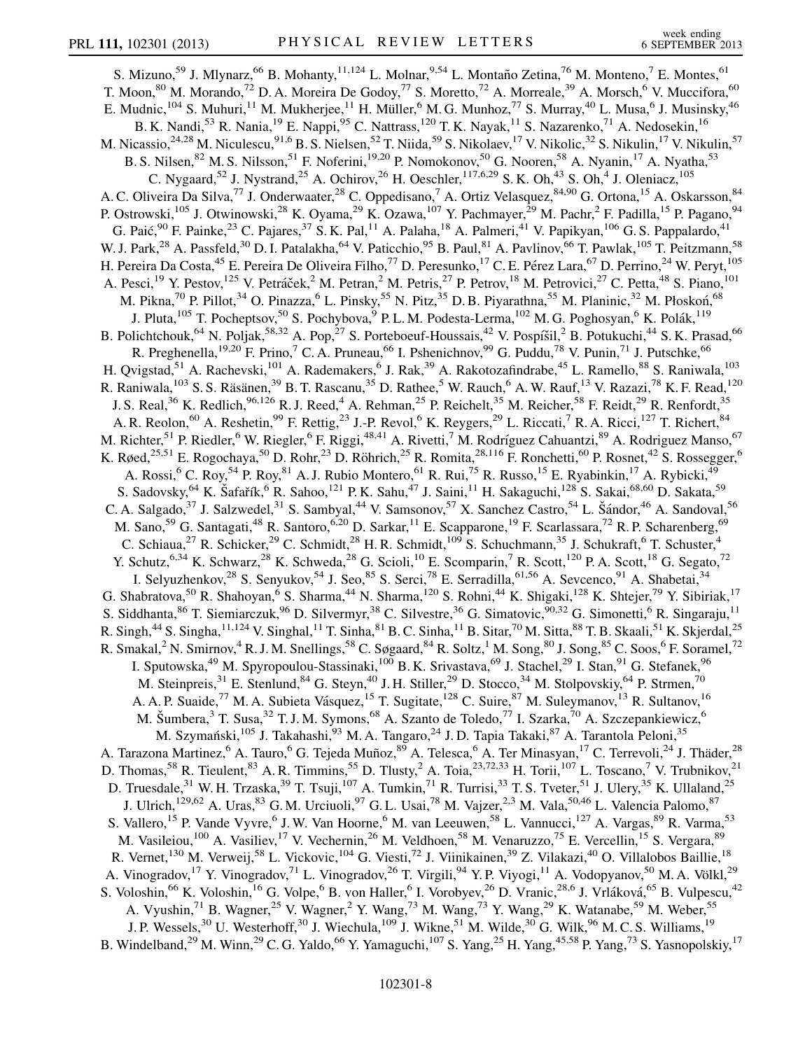S. Mizuno,[59] J. Mlynarz,[66] B. Mohanty,[11,124] L. Molnar,[9,54] L. Montaño Zetina,[76] M. Monteno,[7] E. Montes,[61] T. Moon,[80] M. Morando,[72] D. A. Moreira De Godoy,[77] S. Moretto,[72] A. Morreale,[39] A. Morsch,[6] V. Muccifora,[60] E. Mudnic,[104] S. Muhuri,[11] M. Mukherjee,[11] H. Müller,[6] M. G. Munhoz,[77] S. Murray,[40] L. Musa,[6] J. Musinsky,[46] B. K. Nandi,[53] R. Nania,[19] E. Nappi,[95] C. Nattrass,[120] T. K. Nayak,[11] S. Nazarenko,[71] A. Nedosekin,[16] M. Nicassio,[24,28] M. Niculescu,[91,6] B. S. Nielsen,[52] T. Niida,[59] S. Nikolaev,[17] V. Nikolic,[32] S. Nikulin,[17] V. Nikulin,[57] B. S. Nilsen,[82] M. S. Nilsson,[51] F. Noferini,[19,20] P. Nomokonov,[50] G. Nooren,[58] A. Nyanin,[17] A. Nyatha,[53] C. Nygaard,[52] J. Nystrand,[25] A. Ochirov,[26] H. Oeschler,[117,6,29] S. K. Oh,[43] S. Oh,[4] J. Oleniacz,[105] A. C. Oliveira Da Silva,[77] J. Onderwaater,[28] C. Oppedisano,[7] A. Ortiz Velasquez,[84,90] G. Ortona,[15] A. Oskarsson,[84] P. Ostrowski,[105] J. Otwinowski,[28] K. Oyama,[29] K. Ozawa,[107] Y. Pachmayer,[29] M. Pachr,[2] F. Padilla,[15] P. Pagano,[94] G. Paić,[90] F. Painke,[23] C. Pajares,[37] S. K. Pal,[11] A. Palaha,[18] A. Palmeri,[41] V. Papikyan,[106] G. S. Pappalardo,[41] W. J. Park,[28] A. Passfeld,[30] D. I. Patalakha,[64] V. Paticchio,[95] B. Paul,[81] A. Pavlinov,[66] T. Pawlak,[105] T. Peitzmann,[58] H. Pereira Da Costa,[45] E. Pereira De Oliveira Filho,[77] D. Peresunko,[17] C. E. Pérez Lara,[67] D. Perrino,[24] W. Peryt,[105] A. Pesci,[19] Y. Pestov,[125] V. Petráček,[2] M. Petran,[2] M. Petris,[27] P. Petrov,[18] M. Petrovici,[27] C. Petta,[48] S. Piano,[101] M. Pikna,[70] P. Pillot,[34] O. Pinazza,[6] L. Pinsky,[55] N. Pitz,[35] D. B. Piyarathna,[55] M. Planinic,[32] M. Płoskoń,[68] J. Pluta,[105] T. Pocheptsov,[50] S. Pochybova,[9] P. L. M. Podesta-Lerma,[102] M. G. Poghosyan,[6] K. Polák,[119] B. Polichtchouk,[64] N. Poljak,[58,32] A. Pop,[27] S. Porteboeuf-Houssais,[42] V. Pospíšil,[2] B. Potukuchi,[44] S. K. Prasad,[66] R. Preghenella,[19,20] F. Prino,[7] C. A. Pruneau,[66] I. Pshenichnov,[99] G. Puddu,[78] V. Punin,[71] J. Putschke,[66] H. Qvigstad,[51] A. Rachevski,[101] A. Rademakers,[6] J. Rak,[39] A. Rakotozafindrabe,[45] L. Ramello,[88] S. Raniwala,[103] R. Raniwala,[103] S. S. Räsänen,[39] B. T. Rascanu,[35] D. Rathee,[5] W. Rauch,[6] A. W. Rauf,[13] V. Razazi,[78] K. F. Read,[120] J. S. Real,[36] K. Redlich,[96,126] R. J. Reed,[4] A. Rehman,[25] P. Reichelt,[35] M. Reicher,[58] F. Reidt,[29] R. Renfordt,[35] A. R. Reolon,[60] A. Reshetin,[99] F. Rettig,[23] J.-P. Revol,[6] K. Reygers,[29] L. Riccati,[7] R. A. Ricci,[127] T. Richert,[84] M. Richter,[51] P. Riedler,[6] W. Riegler,[6] F. Riggi,[48,41] A. Rivetti,[7] M. Rodríguez Cahuantzi,[89] A. Rodriguez Manso,[67] K. Røed,[25,51] E. Rogochaya,[50] D. Rohr,[23] D. Röhrich,[25] R. Romita,[28,116] F. Ronchetti,[60] P. Rosnet,[42] S. Rossegger,[6] A. Rossi,[6] C. Roy,[54] P. Roy,[81] A. J. Rubio Montero,[61] R. Rui,[75] R. Russo,[15] E. Ryabinkin,[17] A. Rybicki,[49] S. Sadovsky,[64] K. Šafařík,[6] R. Sahoo,[121] P. K. Sahu,[47] J. Saini,[11] H. Sakaguchi,[128] S. Sakai,[68,60] D. Sakata,[59] C. A. Salgado,[37] J. Salzwedel,[31] S. Sambyal,[44] V. Samsonov,[57] X. Sanchez Castro,[54] L. Šándor,[46] A. Sandoval,[56] M. Sano,[59] G. Santagati,[48] R. Santoro,[6,20] D. Sarkar,[11] E. Scapparone,[19] F. Scarlassara,[72] R. P. Scharenberg,[69] C. Schiaua,[27] R. Schicker,[29] C. Schmidt,[28] H. R. Schmidt,[109] S. Schuchmann,[35] J. Schukraft,[6] T. Schuster,[4] Y. Schutz,[6,34] K. Schwarz,[28] K. Schweda,[28] G. Scioli,[10] E. Scomparin,[7] R. Scott,[120] P. A. Scott,[18] G. Segato,[72] I. Selyuzhenkov,[28] S. Senyukov,[54] J. Seo,[85] S. Serci,[78] E. Serradilla,[61,56] A. Sevcenco,[91] A. Shabetai,[34] G. Shabratova,[50] R. Shahoyan,[6] S. Sharma,[44] N. Sharma,[120] S. Rohni,[44] K. Shigaki,[128] K. Shtejer,[79] Y. Sibiriak,[17] S. Siddhanta,[86] T. Siemiarczuk,[96] D. Silvermyr,[38] C. Silvestre,[36] G. Simatovic,[90,32] G. Simonetti,[6] R. Singaraju,[11] R. Singh,[44] S. Singha,[11,124] V. Singhal,[11] T. Sinha,[81] B. C. Sinha,[11] B. Sitar,[70] M. Sitta,[88] T. B. Skaali,[51] K. Skjerdal,[25] R. Smakal,[2] N. Smirnov,[4] R. J. M. Snellings,[58] C. Søgaard,[84] R. Soltz,[1] M. Song,[80] J. Song,[85] C. Soos,[6] F. Soramel,[72] I. Sputowska,[49] M. Spyropoulou-Stassinaki,[100] B. K. Srivastava,[69] J. Stachel,[29] I. Stan,[91] G. Stefanek,[96] M. Steinpreis,[31] E. Stenlund,[84] G. Steyn,[40] J. H. Stiller,[29] D. Stocco,[34] M. Stolpovskiy,[64] P. Strmen,[70] A. A. P. Suaide,[77] M. A. Subieta Vásquez,[15] T. Sugitate,[128] C. Suire,[87] M. Suleymanov,[13] R. Sultanov,[16] M. Šumbera,[3] T. Susa,[32] T. J. M. Symons,[68] A. Szanto de Toledo,[77] I. Szarka,[70] A. Szczepankiewicz,[6] M. Szymański,[105] J. Takahashi,[93] M. A. Tangaro,[24] J. D. Tapia Takaki,[87] A. Tarantola Peloni,[35] A. Tarazona Martinez,[6] A. Tauro,[6] G. Tejeda Muñoz,[89] A. Telesca,[6] A. Ter Minasyan,[17] C. Terrevoli,[24] J. Thäder,[28] D. Thomas,[58] R. Tieulent,[83] A. R. Timmins,[55] D. Tlusty,[2] A. Toia,[23,72,33] H. Torii,[107] L. Toscano,[7] V. Trubnikov,[21] D. Truesdale,[31] W. H. Trzaska,[39] T. Tsuji,[107] A. Tumkin,[71] R. Turrisi,[33] T. S. Tveter,[51] J. Ulery,[35] K. Ullaland,[25] J. Ulrich,[129,62] A. Uras,[83] G. M. Urciuoli,[97] G. L. Usai,[78] M. Vajzer,[2,3] M. Vala,[50,46] L. Valencia Palomo,[87] S. Vallero,[15] P. Vande Vyvre,[6] J. W. Van Hoorne,[6] M. van Leeuwen,[58] L. Vannucci,[127] A. Vargas,[89] R. Varma,[53] M. Vasileiou,[100] A. Vasiliev,[17] V. Vechernin,[26] M. Veldhoen,[58] M. Venaruzzo,[75] E. Vercellin,[15] S. Vergara,[89] R. Vernet,[130] M. Verweij,[58] L. Vickovic,[104] G. Viesti,[72] J. Viinikainen,[39] Z. Vilakazi,[40] O. Villalobos Baillie,[18] A. Vinogradov,[17] Y. Vinogradov,[71] L. Vinogradov,[26] T. Virgili,[94] Y. P. Viyogi,[11] A. Vodopyanov,[50] M. A. Völkl,[29] S. Voloshin,[66] K. Voloshin,[16] G. Volpe,[6] B. von Haller,[6] I. Vorobyev,[26] D. Vranic,[28,6] J. Vrláková,[65] B. Vulpescu,[42] A. Vyushin,[71] B. Wagner,[25] V. Wagner,[2] Y. Wang,[73] M. Wang,[73] Y. Wang,[29] K. Watanabe,[59] M. Weber,[55] J. P. Wessels,[30] U. Westerhoff,[30] J. Wiechula,[109] J. Wikne,[51] M. Wilde,[30] G. Wilk,[96] M. C. S. Williams,[19] B. Windelband,[29] M. Winn,[29] C. G. Yaldo,[66] Y. Yamaguchi,[107] S. Yang,[25] H. Yang,[45,58] P. Yang,[73] S. Yasnopolskiy,[17]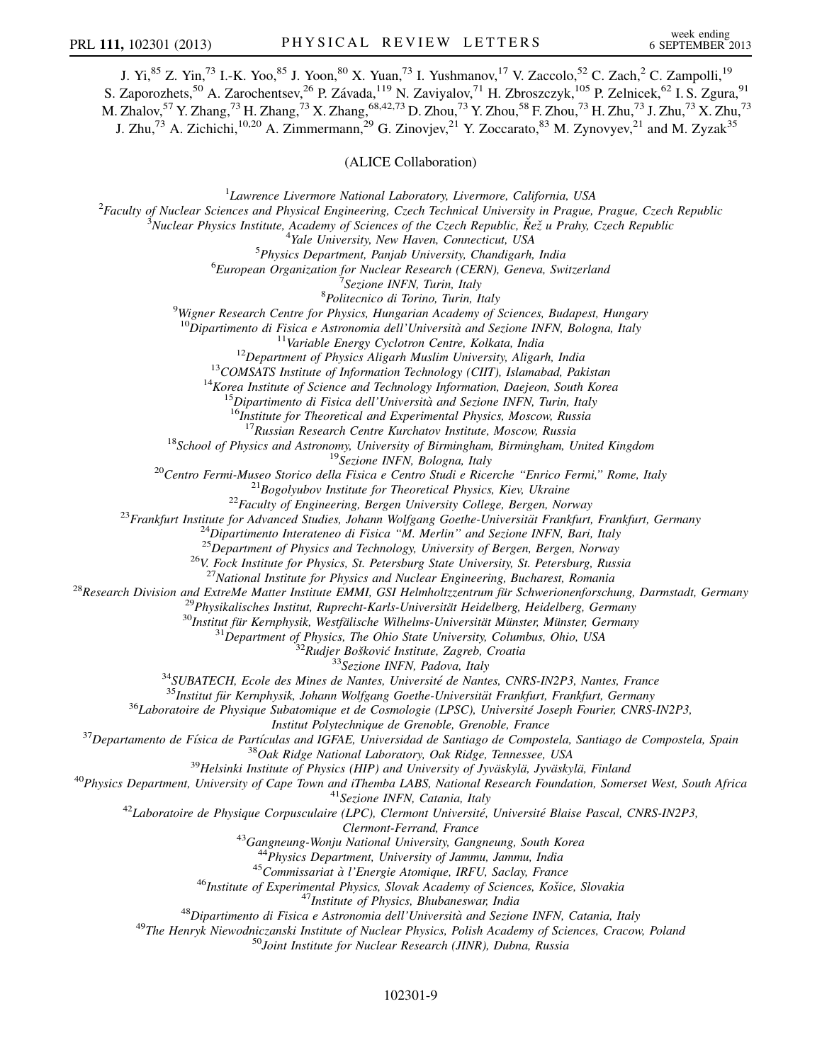J. Yi,[85] Z. Yin,[73] I.-K. Yoo,[85] J. Yoon,[80] X. Yuan,[73] I. Yushmanov,[17] V. Zaccolo,[52] C. Zach,[2] C. Zampolli,[19] S. Zaporozhets,[50] A. Zarochentsev,[26] P. Závada,[119] N. Zaviyalov,[71] H. Zbroszczyk,[105] P. Zelnicek,[62] I. S. Zgura,[91] M. Zhalov,[57] Y. Zhang,[73] H. Zhang,[73] X. Zhang,[68,42,73] D. Zhou,[73] Y. Zhou,[58] F. Zhou,[73] H. Zhu,[73] J. Zhu,[73] X. Zhu,[73] J. Zhu,[73] A. Zichichi,[10,20] A. Zimmermann,[29] G. Zinovjev,[21] Y. Zoccarato,[83] M. Zynovyev,[21] and M. Zyzak[35]

(ALICE Collaboration)

[1] *Lawrence Livermore National Laboratory, Livermore, California, USA*
[2] *Faculty of Nuclear Sciences and Physical Engineering, Czech Technical University in Prague, Prague, Czech Republic*
[3] *Nuclear Physics Institute, Academy of Sciences of the Czech Republic, Řež u Prahy, Czech Republic*
[4] *Yale University, New Haven, Connecticut, USA*
[5] *Physics Department, Panjab University, Chandigarh, India*
[6] *European Organization for Nuclear Research (CERN), Geneva, Switzerland*
[7] *Sezione INFN, Turin, Italy*
[8] *Politecnico di Torino, Turin, Italy*
[9] *Wigner Research Centre for Physics, Hungarian Academy of Sciences, Budapest, Hungary*
[10] *Dipartimento di Fisica e Astronomia dell'Università and Sezione INFN, Bologna, Italy*
[11] *Variable Energy Cyclotron Centre, Kolkata, India*
[12] *Department of Physics Aligarh Muslim University, Aligarh, India*
[13] *COMSATS Institute of Information Technology (CIIT), Islamabad, Pakistan*
[14] *Korea Institute of Science and Technology Information, Daejeon, South Korea*
[15] *Dipartimento di Fisica dell'Università and Sezione INFN, Turin, Italy*
[16] *Institute for Theoretical and Experimental Physics, Moscow, Russia*
[17] *Russian Research Centre Kurchatov Institute, Moscow, Russia*
[18] *School of Physics and Astronomy, University of Birmingham, Birmingham, United Kingdom*
[19] *Sezione INFN, Bologna, Italy*
[20] *Centro Fermi-Museo Storico della Fisica e Centro Studi e Ricerche "Enrico Fermi," Rome, Italy*
[21] *Bogolyubov Institute for Theoretical Physics, Kiev, Ukraine*
[22] *Faculty of Engineering, Bergen University College, Bergen, Norway*
[23] *Frankfurt Institute for Advanced Studies, Johann Wolfgang Goethe-Universität Frankfurt, Frankfurt, Germany*
[24] *Dipartimento Interateneo di Fisica "M. Merlin" and Sezione INFN, Bari, Italy*
[25] *Department of Physics and Technology, University of Bergen, Bergen, Norway*
[26] *V. Fock Institute for Physics, St. Petersburg State University, St. Petersburg, Russia*
[27] *National Institute for Physics and Nuclear Engineering, Bucharest, Romania*
[28] *Research Division and ExtreMe Matter Institute EMMI, GSI Helmholtzzentrum für Schwerionenforschung, Darmstadt, Germany*
[29] *Physikalisches Institut, Ruprecht-Karls-Universität Heidelberg, Heidelberg, Germany*
[30] *Institut für Kernphysik, Westfälische Wilhelms-Universität Münster, Münster, Germany*
[31] *Department of Physics, The Ohio State University, Columbus, Ohio, USA*
[32] *Rudjer Bošković Institute, Zagreb, Croatia*
[33] *Sezione INFN, Padova, Italy*
[34] *SUBATECH, Ecole des Mines de Nantes, Université de Nantes, CNRS-IN2P3, Nantes, France*
[35] *Institut für Kernphysik, Johann Wolfgang Goethe-Universität Frankfurt, Frankfurt, Germany*
[36] *Laboratoire de Physique Subatomique et de Cosmologie (LPSC), Université Joseph Fourier, CNRS-IN2P3, Institut Polytechnique de Grenoble, Grenoble, France*
[37] *Departamento de Física de Partículas and IGFAE, Universidad de Santiago de Compostela, Santiago de Compostela, Spain*
[38] *Oak Ridge National Laboratory, Oak Ridge, Tennessee, USA*
[39] *Helsinki Institute of Physics (HIP) and University of Jyväskylä, Jyväskylä, Finland*
[40] *Physics Department, University of Cape Town and iThemba LABS, National Research Foundation, Somerset West, South Africa*
[41] *Sezione INFN, Catania, Italy*
[42] *Laboratoire de Physique Corpusculaire (LPC), Clermont Université, Université Blaise Pascal, CNRS-IN2P3, Clermont-Ferrand, France*
[43] *Gangneung-Wonju National University, Gangneung, South Korea*
[44] *Physics Department, University of Jammu, Jammu, India*
[45] *Commissariat à l'Energie Atomique, IRFU, Saclay, France*
[46] *Institute of Experimental Physics, Slovak Academy of Sciences, Košice, Slovakia*
[47] *Institute of Physics, Bhubaneswar, India*
[48] *Dipartimento di Fisica e Astronomia dell'Università and Sezione INFN, Catania, Italy*
[49] *The Henryk Niewodniczanski Institute of Nuclear Physics, Polish Academy of Sciences, Cracow, Poland*
[50] *Joint Institute for Nuclear Research (JINR), Dubna, Russia*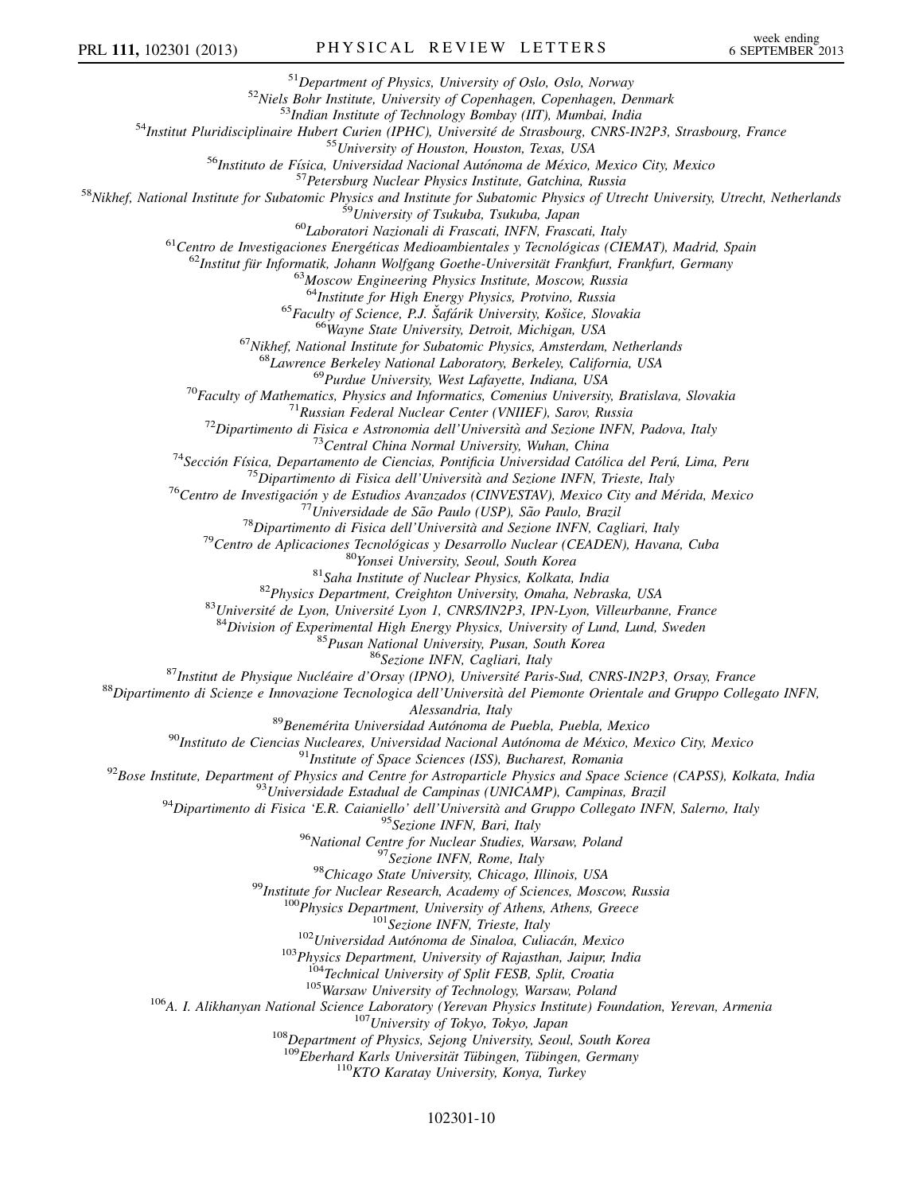[51]*Department of Physics, University of Oslo, Oslo, Norway*
[52]*Niels Bohr Institute, University of Copenhagen, Copenhagen, Denmark*
[53]*Indian Institute of Technology Bombay (IIT), Mumbai, India*
[54]*Institut Pluridisciplinaire Hubert Curien (IPHC), Université de Strasbourg, CNRS-IN2P3, Strasbourg, France*
[55]*University of Houston, Houston, Texas, USA*
[56]*Instituto de Física, Universidad Nacional Autónoma de México, Mexico City, Mexico*
[57]*Petersburg Nuclear Physics Institute, Gatchina, Russia*
[58]*Nikhef, National Institute for Subatomic Physics and Institute for Subatomic Physics of Utrecht University, Utrecht, Netherlands*
[59]*University of Tsukuba, Tsukuba, Japan*
[60]*Laboratori Nazionali di Frascati, INFN, Frascati, Italy*
[61]*Centro de Investigaciones Energéticas Medioambientales y Tecnológicas (CIEMAT), Madrid, Spain*
[62]*Institut für Informatik, Johann Wolfgang Goethe-Universität Frankfurt, Frankfurt, Germany*
[63]*Moscow Engineering Physics Institute, Moscow, Russia*
[64]*Institute for High Energy Physics, Protvino, Russia*
[65]*Faculty of Science, P.J. Šafárik University, Košice, Slovakia*
[66]*Wayne State University, Detroit, Michigan, USA*
[67]*Nikhef, National Institute for Subatomic Physics, Amsterdam, Netherlands*
[68]*Lawrence Berkeley National Laboratory, Berkeley, California, USA*
[69]*Purdue University, West Lafayette, Indiana, USA*
[70]*Faculty of Mathematics, Physics and Informatics, Comenius University, Bratislava, Slovakia*
[71]*Russian Federal Nuclear Center (VNIIEF), Sarov, Russia*
[72]*Dipartimento di Fisica e Astronomia dell'Università and Sezione INFN, Padova, Italy*
[73]*Central China Normal University, Wuhan, China*
[74]*Sección Física, Departamento de Ciencias, Pontificia Universidad Católica del Perú, Lima, Peru*
[75]*Dipartimento di Fisica dell'Università and Sezione INFN, Trieste, Italy*
[76]*Centro de Investigación y de Estudios Avanzados (CINVESTAV), Mexico City and Mérida, Mexico*
[77]*Universidade de São Paulo (USP), São Paulo, Brazil*
[78]*Dipartimento di Fisica dell'Università and Sezione INFN, Cagliari, Italy*
[79]*Centro de Aplicaciones Tecnológicas y Desarrollo Nuclear (CEADEN), Havana, Cuba*
[80]*Yonsei University, Seoul, South Korea*
[81]*Saha Institute of Nuclear Physics, Kolkata, India*
[82]*Physics Department, Creighton University, Omaha, Nebraska, USA*
[83]*Université de Lyon, Université Lyon 1, CNRS/IN2P3, IPN-Lyon, Villeurbanne, France*
[84]*Division of Experimental High Energy Physics, University of Lund, Lund, Sweden*
[85]*Pusan National University, Pusan, South Korea*
[86]*Sezione INFN, Cagliari, Italy*
[87]*Institut de Physique Nucléaire d'Orsay (IPNO), Université Paris-Sud, CNRS-IN2P3, Orsay, France*
[88]*Dipartimento di Scienze e Innovazione Tecnologica dell'Università del Piemonte Orientale and Gruppo Collegato INFN, Alessandria, Italy*
[89]*Benemérita Universidad Autónoma de Puebla, Puebla, Mexico*
[90]*Instituto de Ciencias Nucleares, Universidad Nacional Autónoma de México, Mexico City, Mexico*
[91]*Institute of Space Sciences (ISS), Bucharest, Romania*
[92]*Bose Institute, Department of Physics and Centre for Astroparticle Physics and Space Science (CAPSS), Kolkata, India*
[93]*Universidade Estadual de Campinas (UNICAMP), Campinas, Brazil*
[94]*Dipartimento di Fisica 'E.R. Caianiello' dell'Università and Gruppo Collegato INFN, Salerno, Italy*
[95]*Sezione INFN, Bari, Italy*
[96]*National Centre for Nuclear Studies, Warsaw, Poland*
[97]*Sezione INFN, Rome, Italy*
[98]*Chicago State University, Chicago, Illinois, USA*
[99]*Institute for Nuclear Research, Academy of Sciences, Moscow, Russia*
[100]*Physics Department, University of Athens, Athens, Greece*
[101]*Sezione INFN, Trieste, Italy*
[102]*Universidad Autónoma de Sinaloa, Culiacán, Mexico*
[103]*Physics Department, University of Rajasthan, Jaipur, India*
[104]*Technical University of Split FESB, Split, Croatia*
[105]*Warsaw University of Technology, Warsaw, Poland*
[106]*A. I. Alikhanyan National Science Laboratory (Yerevan Physics Institute) Foundation, Yerevan, Armenia*
[107]*University of Tokyo, Tokyo, Japan*
[108]*Department of Physics, Sejong University, Seoul, South Korea*
[109]*Eberhard Karls Universität Tübingen, Tübingen, Germany*
[110]*KTO Karatay University, Konya, Turkey*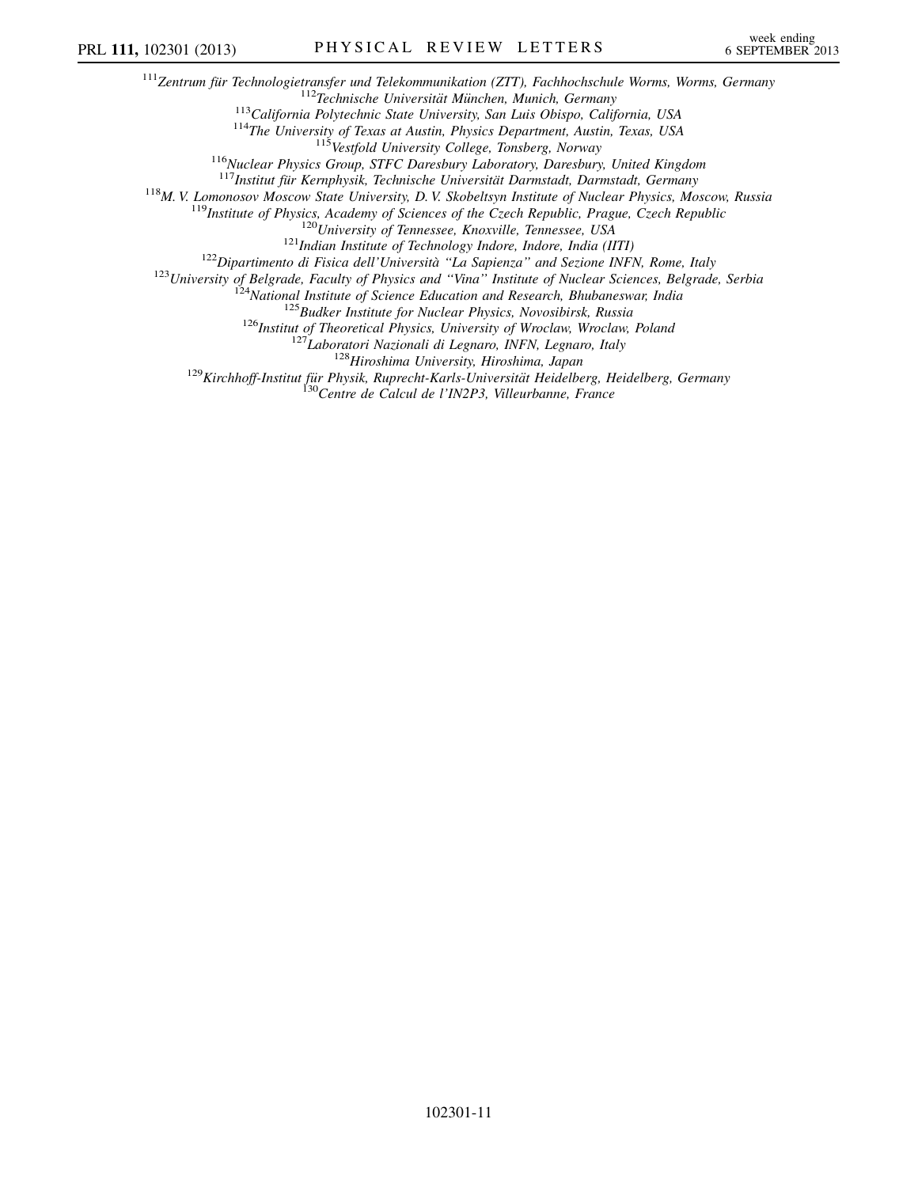[111]*Zentrum für Technologietransfer und Telekommunikation (ZTT), Fachhochschule Worms, Worms, Germany*
[112]*Technische Universität München, Munich, Germany*
[113]*California Polytechnic State University, San Luis Obispo, California, USA*
[114]*The University of Texas at Austin, Physics Department, Austin, Texas, USA*
[115]*Vestfold University College, Tonsberg, Norway*
[116]*Nuclear Physics Group, STFC Daresbury Laboratory, Daresbury, United Kingdom*
[117]*Institut für Kernphysik, Technische Universität Darmstadt, Darmstadt, Germany*
[118]*M. V. Lomonosov Moscow State University, D. V. Skobeltsyn Institute of Nuclear Physics, Moscow, Russia*
[119]*Institute of Physics, Academy of Sciences of the Czech Republic, Prague, Czech Republic*
[120]*University of Tennessee, Knoxville, Tennessee, USA*
[121]*Indian Institute of Technology Indore, Indore, India (IITI)*
[122]*Dipartimento di Fisica dell'Università "La Sapienza" and Sezione INFN, Rome, Italy*
[123]*University of Belgrade, Faculty of Physics and "Vina" Institute of Nuclear Sciences, Belgrade, Serbia*
[124]*National Institute of Science Education and Research, Bhubaneswar, India*
[125]*Budker Institute for Nuclear Physics, Novosibirsk, Russia*
[126]*Institut of Theoretical Physics, University of Wroclaw, Wroclaw, Poland*
[127]*Laboratori Nazionali di Legnaro, INFN, Legnaro, Italy*
[128]*Hiroshima University, Hiroshima, Japan*
[129]*Kirchhoff-Institut für Physik, Ruprecht-Karls-Universität Heidelberg, Heidelberg, Germany*
[130]*Centre de Calcul de l'IN2P3, Villeurbanne, France*